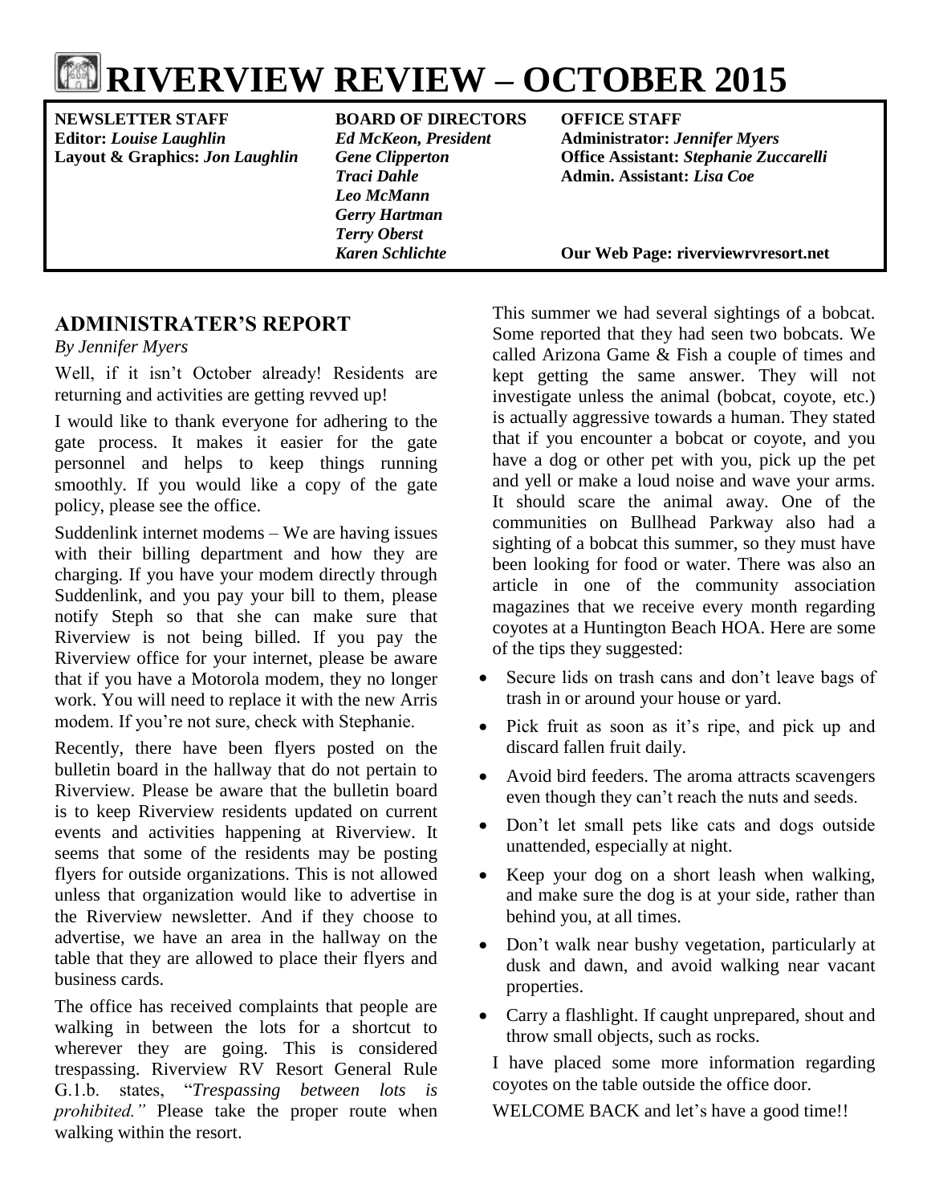# RIVERVIEW REVIEW – OCTOBER 2015

| NEWSLETTER STAFF | BOARD OF DIRECTORS | OFFICE STAFF |
|---|---|---|
| Editor: *Louise Laughlin* | *Ed McKeon, President* | Administrator: *Jennifer Myers* |
| Layout & Graphics: *Jon Laughlin* | *Gene Clipperton* | Office Assistant: *Stephanie Zuccarelli* |
| | *Traci Dahle* | Admin. Assistant: *Lisa Coe* |
| | *Leo McMann* | |
| | *Gerry Hartman* | |
| | *Terry Oberst* | |
| | *Karen Schlichte* | Our Web Page: riverviewrvresort.net |

## ADMINISTRATER'S REPORT

*By Jennifer Myers*

Well, if it isn't October already! Residents are returning and activities are getting revved up!

I would like to thank everyone for adhering to the gate process. It makes it easier for the gate personnel and helps to keep things running smoothly. If you would like a copy of the gate policy, please see the office.

Suddenlink internet modems – We are having issues with their billing department and how they are charging. If you have your modem directly through Suddenlink, and you pay your bill to them, please notify Steph so that she can make sure that Riverview is not being billed. If you pay the Riverview office for your internet, please be aware that if you have a Motorola modem, they no longer work. You will need to replace it with the new Arris modem. If you're not sure, check with Stephanie.

Recently, there have been flyers posted on the bulletin board in the hallway that do not pertain to Riverview. Please be aware that the bulletin board is to keep Riverview residents updated on current events and activities happening at Riverview. It seems that some of the residents may be posting flyers for outside organizations. This is not allowed unless that organization would like to advertise in the Riverview newsletter. And if they choose to advertise, we have an area in the hallway on the table that they are allowed to place their flyers and business cards.

The office has received complaints that people are walking in between the lots for a shortcut to wherever they are going. This is considered trespassing. Riverview RV Resort General Rule G.1.b. states, "*Trespassing between lots is prohibited.*" Please take the proper route when walking within the resort.

This summer we had several sightings of a bobcat. Some reported that they had seen two bobcats. We called Arizona Game & Fish a couple of times and kept getting the same answer. They will not investigate unless the animal (bobcat, coyote, etc.) is actually aggressive towards a human. They stated that if you encounter a bobcat or coyote, and you have a dog or other pet with you, pick up the pet and yell or make a loud noise and wave your arms. It should scare the animal away. One of the communities on Bullhead Parkway also had a sighting of a bobcat this summer, so they must have been looking for food or water. There was also an article in one of the community association magazines that we receive every month regarding coyotes at a Huntington Beach HOA. Here are some of the tips they suggested:

- Secure lids on trash cans and don't leave bags of trash in or around your house or yard.
- Pick fruit as soon as it's ripe, and pick up and discard fallen fruit daily.
- Avoid bird feeders. The aroma attracts scavengers even though they can't reach the nuts and seeds.
- Don't let small pets like cats and dogs outside unattended, especially at night.
- Keep your dog on a short leash when walking, and make sure the dog is at your side, rather than behind you, at all times.
- Don't walk near bushy vegetation, particularly at dusk and dawn, and avoid walking near vacant properties.
- Carry a flashlight. If caught unprepared, shout and throw small objects, such as rocks.

I have placed some more information regarding coyotes on the table outside the office door.

WELCOME BACK and let's have a good time!!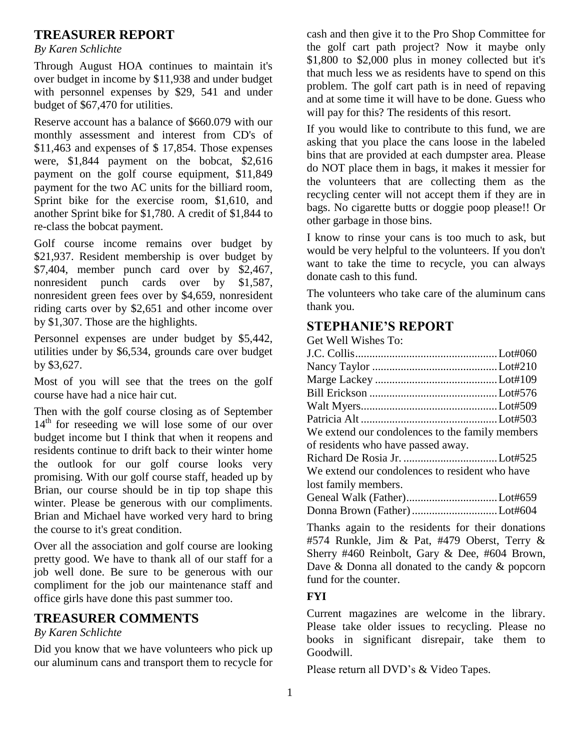## TREASURER REPORT

*By Karen Schlichte*

Through August HOA continues to maintain it's over budget in income by $11,938 and under budget with personnel expenses by $29, 541 and under budget of $67,470 for utilities.

Reserve account has a balance of $660.079 with our monthly assessment and interest from CD's of $11,463 and expenses of $ 17,854. Those expenses were, $1,844 payment on the bobcat, $2,616 payment on the golf course equipment, $11,849 payment for the two AC units for the billiard room, Sprint bike for the exercise room, $1,610, and another Sprint bike for $1,780. A credit of $1,844 to re-class the bobcat payment.

Golf course income remains over budget by $21,937. Resident membership is over budget by $7,404, member punch card over by $2,467, nonresident punch cards over by $1,587, nonresident green fees over by $4,659, nonresident riding carts over by $2,651 and other income over by $1,307. Those are the highlights.

Personnel expenses are under budget by $5,442, utilities under by $6,534, grounds care over budget by $3,627.

Most of you will see that the trees on the golf course have had a nice hair cut.

Then with the golf course closing as of September 14th for reseeding we will lose some of our over budget income but I think that when it reopens and residents continue to drift back to their winter home the outlook for our golf course looks very promising. With our golf course staff, headed up by Brian, our course should be in tip top shape this winter. Please be generous with our compliments. Brian and Michael have worked very hard to bring the course to it's great condition.

Over all the association and golf course are looking pretty good. We have to thank all of our staff for a job well done. Be sure to be generous with our compliment for the job our maintenance staff and office girls have done this past summer too.

## TREASURER COMMENTS

*By Karen Schlichte*

Did you know that we have volunteers who pick up our aluminum cans and transport them to recycle for cash and then give it to the Pro Shop Committee for the golf cart path project? Now it maybe only $1,800 to $2,000 plus in money collected but it's that much less we as residents have to spend on this problem. The golf cart path is in need of repaving and at some time it will have to be done. Guess who will pay for this? The residents of this resort.

If you would like to contribute to this fund, we are asking that you place the cans loose in the labeled bins that are provided at each dumpster area. Please do NOT place them in bags, it makes it messier for the volunteers that are collecting them as the recycling center will not accept them if they are in bags. No cigarette butts or doggie poop please!! Or other garbage in those bins.

I know to rinse your cans is too much to ask, but would be very helpful to the volunteers. If you don't want to take the time to recycle, you can always donate cash to this fund.

The volunteers who take care of the aluminum cans thank you.

## STEPHANIE'S REPORT

Get Well Wishes To:

J.C. Collis....................Lot#060
Nancy Taylor ....................Lot#210
Marge Lackey ....................Lot#109
Bill Erickson ....................Lot#576
Walt Myers....................Lot#509
Patricia Alt ....................Lot#503

We extend our condolences to the family members of residents who have passed away.

Richard De Rosia Jr. ....................Lot#525

We extend our condolences to resident who have lost family members.

Geneal Walk (Father)....................Lot#659
Donna Brown (Father) ....................Lot#604

Thanks again to the residents for their donations #574 Runkle, Jim & Pat, #479 Oberst, Terry & Sherry #460 Reinbolt, Gary & Dee, #604 Brown, Dave & Donna all donated to the candy & popcorn fund for the counter.

**FYI**

Current magazines are welcome in the library. Please take older issues to recycling. Please no books in significant disrepair, take them to Goodwill.

Please return all DVD's & Video Tapes.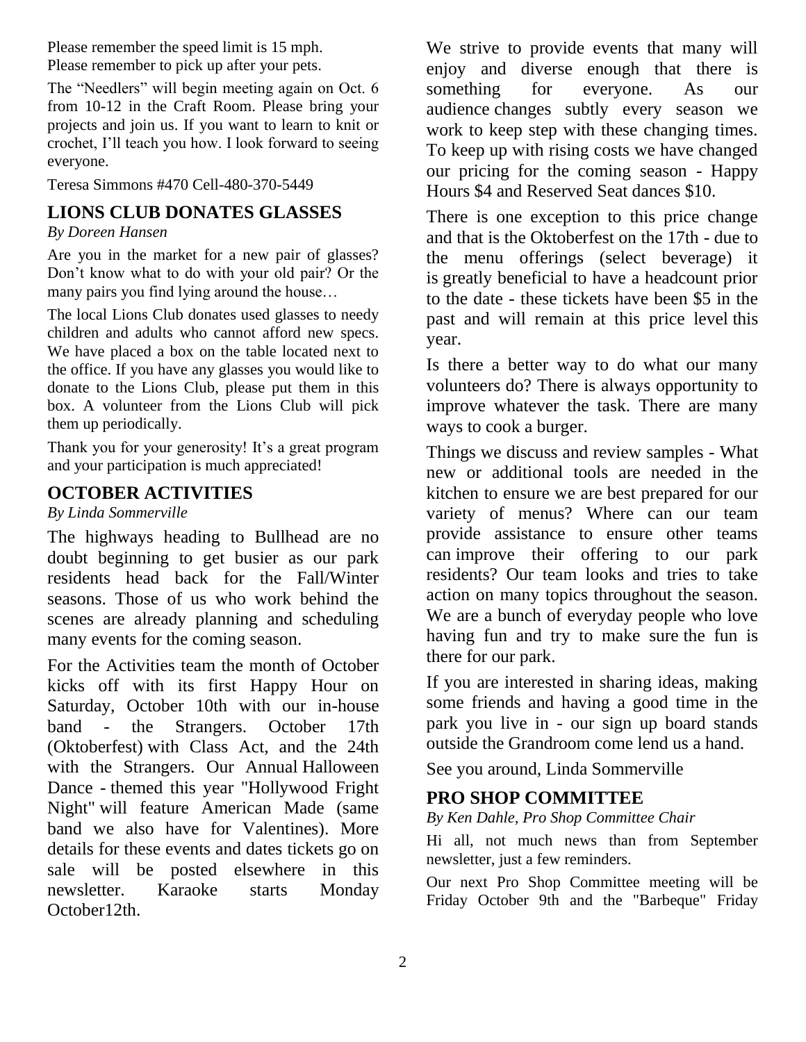Please remember the speed limit is 15 mph.
Please remember to pick up after your pets.

The "Needlers" will begin meeting again on Oct. 6 from 10-12 in the Craft Room. Please bring your projects and join us. If you want to learn to knit or crochet, I'll teach you how. I look forward to seeing everyone.

Teresa Simmons #470 Cell-480-370-5449

## LIONS CLUB DONATES GLASSES

*By Doreen Hansen*

Are you in the market for a new pair of glasses? Don't know what to do with your old pair? Or the many pairs you find lying around the house…

The local Lions Club donates used glasses to needy children and adults who cannot afford new specs. We have placed a box on the table located next to the office. If you have any glasses you would like to donate to the Lions Club, please put them in this box. A volunteer from the Lions Club will pick them up periodically.

Thank you for your generosity! It's a great program and your participation is much appreciated!

## OCTOBER ACTIVITIES

*By Linda Sommerville*

The highways heading to Bullhead are no doubt beginning to get busier as our park residents head back for the Fall/Winter seasons. Those of us who work behind the scenes are already planning and scheduling many events for the coming season.

For the Activities team the month of October kicks off with its first Happy Hour on Saturday, October 10th with our in-house band - the Strangers. October 17th (Oktoberfest) with Class Act, and the 24th with the Strangers. Our Annual Halloween Dance - themed this year "Hollywood Fright Night" will feature American Made (same band we also have for Valentines). More details for these events and dates tickets go on sale will be posted elsewhere in this newsletter. Karaoke starts Monday October12th.

We strive to provide events that many will enjoy and diverse enough that there is something for everyone. As our audience changes subtly every season we work to keep step with these changing times. To keep up with rising costs we have changed our pricing for the coming season - Happy Hours $4 and Reserved Seat dances $10.

There is one exception to this price change and that is the Oktoberfest on the 17th - due to the menu offerings (select beverage) it is greatly beneficial to have a headcount prior to the date - these tickets have been $5 in the past and will remain at this price level this year.

Is there a better way to do what our many volunteers do? There is always opportunity to improve whatever the task. There are many ways to cook a burger.

Things we discuss and review samples - What new or additional tools are needed in the kitchen to ensure we are best prepared for our variety of menus? Where can our team provide assistance to ensure other teams can improve their offering to our park residents? Our team looks and tries to take action on many topics throughout the season. We are a bunch of everyday people who love having fun and try to make sure the fun is there for our park.

If you are interested in sharing ideas, making some friends and having a good time in the park you live in - our sign up board stands outside the Grandroom come lend us a hand.

See you around, Linda Sommerville

## PRO SHOP COMMITTEE

*By Ken Dahle, Pro Shop Committee Chair*

Hi all, not much news than from September newsletter, just a few reminders.

Our next Pro Shop Committee meeting will be Friday October 9th and the "Barbeque" Friday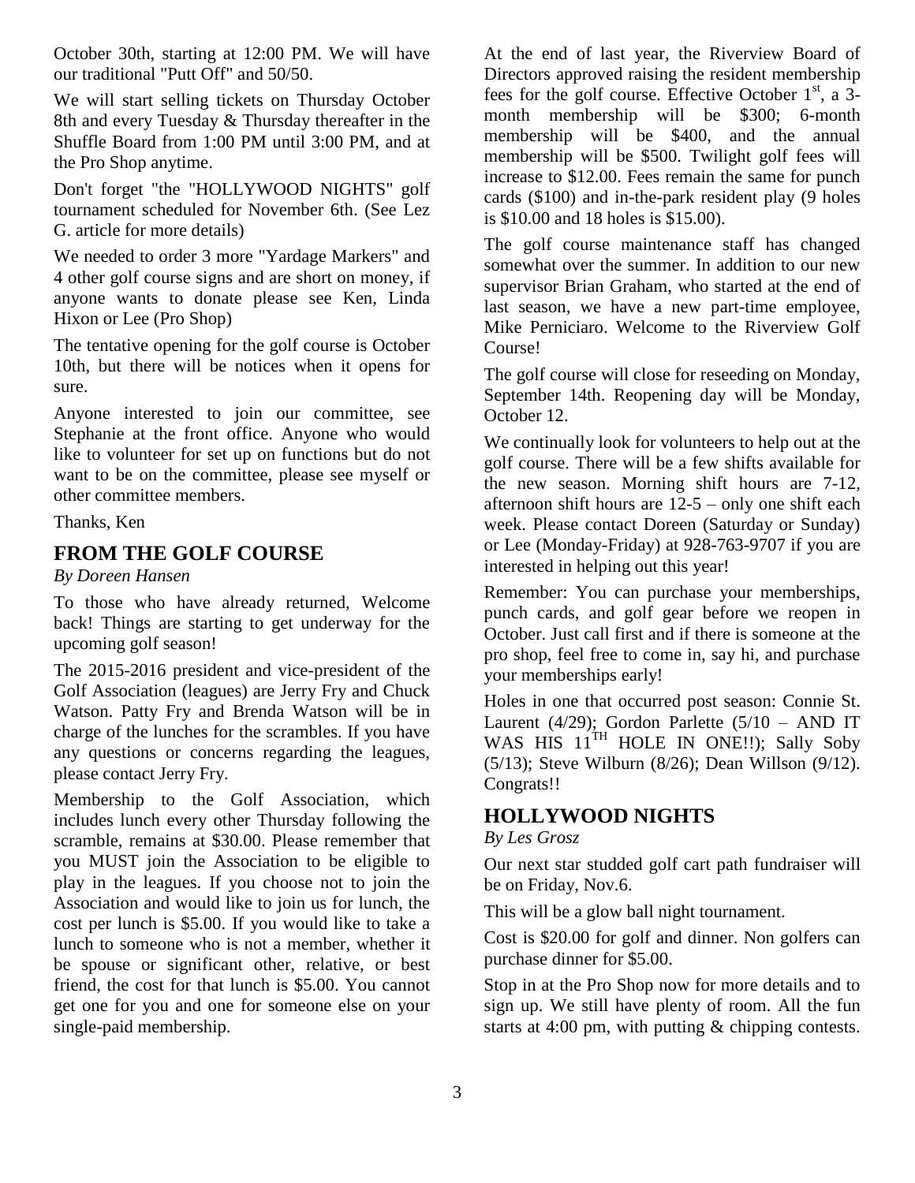October 30th, starting at 12:00 PM. We will have our traditional "Putt Off" and 50/50.

We will start selling tickets on Thursday October 8th and every Tuesday & Thursday thereafter in the Shuffle Board from 1:00 PM until 3:00 PM, and at the Pro Shop anytime.

Don't forget "the "HOLLYWOOD NIGHTS" golf tournament scheduled for November 6th. (See Lez G. article for more details)

We needed to order 3 more "Yardage Markers" and 4 other golf course signs and are short on money, if anyone wants to donate please see Ken, Linda Hixon or Lee (Pro Shop)

The tentative opening for the golf course is October 10th, but there will be notices when it opens for sure.

Anyone interested to join our committee, see Stephanie at the front office. Anyone who would like to volunteer for set up on functions but do not want to be on the committee, please see myself or other committee members.

Thanks, Ken

## FROM THE GOLF COURSE

*By Doreen Hansen*

To those who have already returned, Welcome back! Things are starting to get underway for the upcoming golf season!

The 2015-2016 president and vice-president of the Golf Association (leagues) are Jerry Fry and Chuck Watson. Patty Fry and Brenda Watson will be in charge of the lunches for the scrambles. If you have any questions or concerns regarding the leagues, please contact Jerry Fry.

Membership to the Golf Association, which includes lunch every other Thursday following the scramble, remains at $30.00. Please remember that you MUST join the Association to be eligible to play in the leagues. If you choose not to join the Association and would like to join us for lunch, the cost per lunch is $5.00. If you would like to take a lunch to someone who is not a member, whether it be spouse or significant other, relative, or best friend, the cost for that lunch is $5.00. You cannot get one for you and one for someone else on your single-paid membership.

At the end of last year, the Riverview Board of Directors approved raising the resident membership fees for the golf course. Effective October 1st, a 3-month membership will be $300; 6-month membership will be $400, and the annual membership will be $500. Twilight golf fees will increase to $12.00. Fees remain the same for punch cards ($100) and in-the-park resident play (9 holes is $10.00 and 18 holes is $15.00).

The golf course maintenance staff has changed somewhat over the summer. In addition to our new supervisor Brian Graham, who started at the end of last season, we have a new part-time employee, Mike Perniciaro. Welcome to the Riverview Golf Course!

The golf course will close for reseeding on Monday, September 14th. Reopening day will be Monday, October 12.

We continually look for volunteers to help out at the golf course. There will be a few shifts available for the new season. Morning shift hours are 7-12, afternoon shift hours are 12-5 – only one shift each week. Please contact Doreen (Saturday or Sunday) or Lee (Monday-Friday) at 928-763-9707 if you are interested in helping out this year!

Remember: You can purchase your memberships, punch cards, and golf gear before we reopen in October. Just call first and if there is someone at the pro shop, feel free to come in, say hi, and purchase your memberships early!

Holes in one that occurred post season: Connie St. Laurent (4/29); Gordon Parlette (5/10 – AND IT WAS HIS 11TH HOLE IN ONE!!); Sally Soby (5/13); Steve Wilburn (8/26); Dean Willson (9/12). Congrats!!

## HOLLYWOOD NIGHTS

*By Les Grosz*

Our next star studded golf cart path fundraiser will be on Friday, Nov.6.

This will be a glow ball night tournament.

Cost is $20.00 for golf and dinner. Non golfers can purchase dinner for $5.00.

Stop in at the Pro Shop now for more details and to sign up. We still have plenty of room. All the fun starts at 4:00 pm, with putting & chipping contests.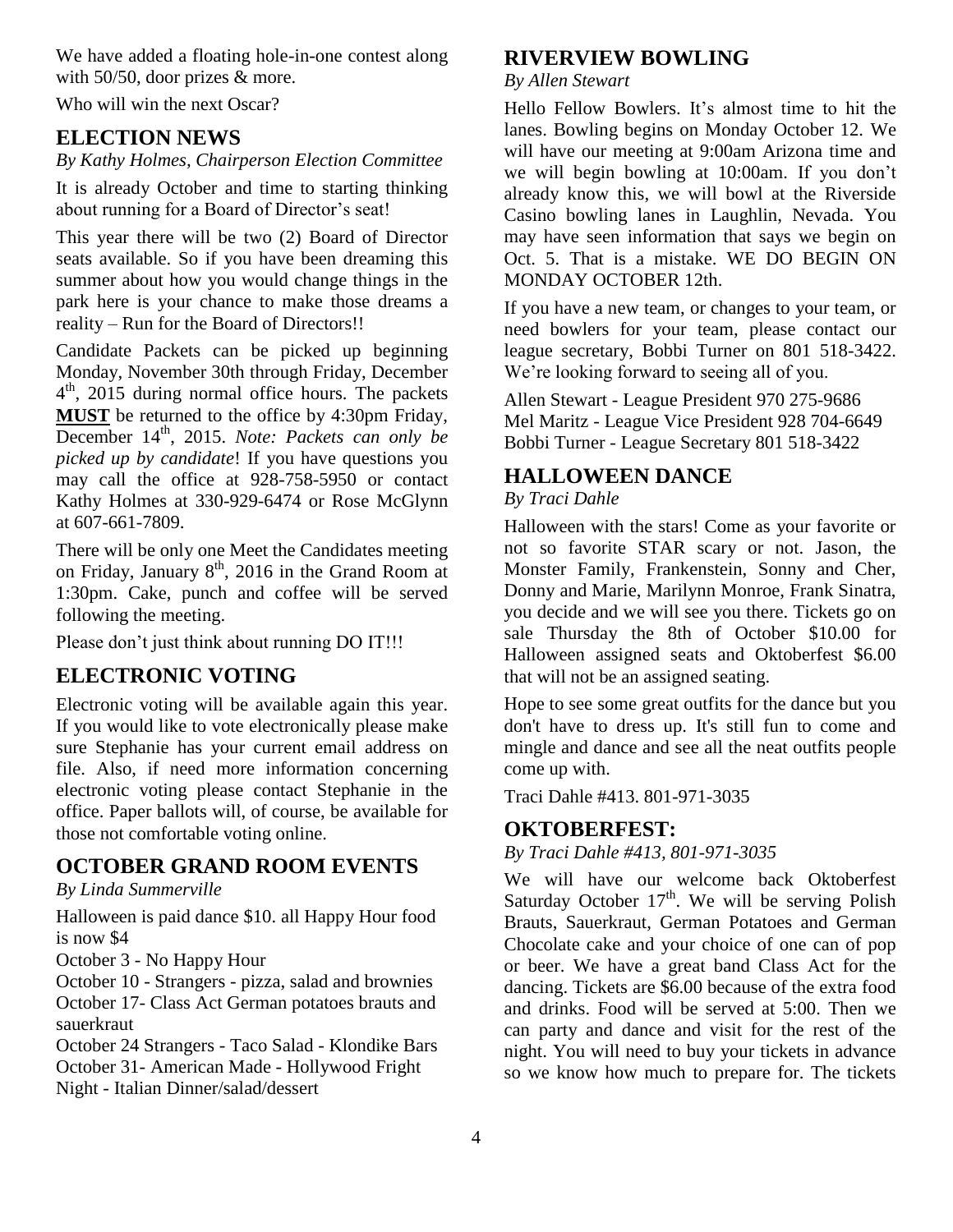We have added a floating hole-in-one contest along with 50/50, door prizes & more.

Who will win the next Oscar?

## ELECTION NEWS

*By Kathy Holmes, Chairperson Election Committee*

It is already October and time to starting thinking about running for a Board of Director's seat!

This year there will be two (2) Board of Director seats available. So if you have been dreaming this summer about how you would change things in the park here is your chance to make those dreams a reality – Run for the Board of Directors!!

Candidate Packets can be picked up beginning Monday, November 30th through Friday, December 4th, 2015 during normal office hours. The packets **MUST** be returned to the office by 4:30pm Friday, December 14th, 2015. *Note: Packets can only be picked up by candidate*! If you have questions you may call the office at 928-758-5950 or contact Kathy Holmes at 330-929-6474 or Rose McGlynn at 607-661-7809.

There will be only one Meet the Candidates meeting on Friday, January 8th, 2016 in the Grand Room at 1:30pm. Cake, punch and coffee will be served following the meeting.

Please don't just think about running DO IT!!!

## ELECTRONIC VOTING

Electronic voting will be available again this year. If you would like to vote electronically please make sure Stephanie has your current email address on file. Also, if need more information concerning electronic voting please contact Stephanie in the office. Paper ballots will, of course, be available for those not comfortable voting online.

## OCTOBER GRAND ROOM EVENTS

*By Linda Summerville*

Halloween is paid dance $10. all Happy Hour food is now $4

October 3 - No Happy Hour
October 10 - Strangers - pizza, salad and brownies
October 17- Class Act German potatoes brauts and sauerkraut
October 24 Strangers - Taco Salad - Klondike Bars
October 31- American Made - Hollywood Fright Night - Italian Dinner/salad/dessert

## RIVERVIEW BOWLING

*By Allen Stewart*

Hello Fellow Bowlers. It's almost time to hit the lanes. Bowling begins on Monday October 12. We will have our meeting at 9:00am Arizona time and we will begin bowling at 10:00am. If you don't already know this, we will bowl at the Riverside Casino bowling lanes in Laughlin, Nevada. You may have seen information that says we begin on Oct. 5. That is a mistake. WE DO BEGIN ON MONDAY OCTOBER 12th.

If you have a new team, or changes to your team, or need bowlers for your team, please contact our league secretary, Bobbi Turner on 801 518-3422. We're looking forward to seeing all of you.

Allen Stewart - League President 970 275-9686
Mel Maritz - League Vice President 928 704-6649
Bobbi Turner - League Secretary 801 518-3422

## HALLOWEEN DANCE

*By Traci Dahle*

Halloween with the stars! Come as your favorite or not so favorite STAR scary or not. Jason, the Monster Family, Frankenstein, Sonny and Cher, Donny and Marie, Marilynn Monroe, Frank Sinatra, you decide and we will see you there. Tickets go on sale Thursday the 8th of October $10.00 for Halloween assigned seats and Oktoberfest $6.00 that will not be an assigned seating.

Hope to see some great outfits for the dance but you don't have to dress up. It's still fun to come and mingle and dance and see all the neat outfits people come up with.

Traci Dahle #413. 801-971-3035

## OKTOBERFEST:

*By Traci Dahle #413, 801-971-3035*

We will have our welcome back Oktoberfest Saturday October 17th. We will be serving Polish Brauts, Sauerkraut, German Potatoes and German Chocolate cake and your choice of one can of pop or beer. We have a great band Class Act for the dancing. Tickets are $6.00 because of the extra food and drinks. Food will be served at 5:00. Then we can party and dance and visit for the rest of the night. You will need to buy your tickets in advance so we know how much to prepare for. The tickets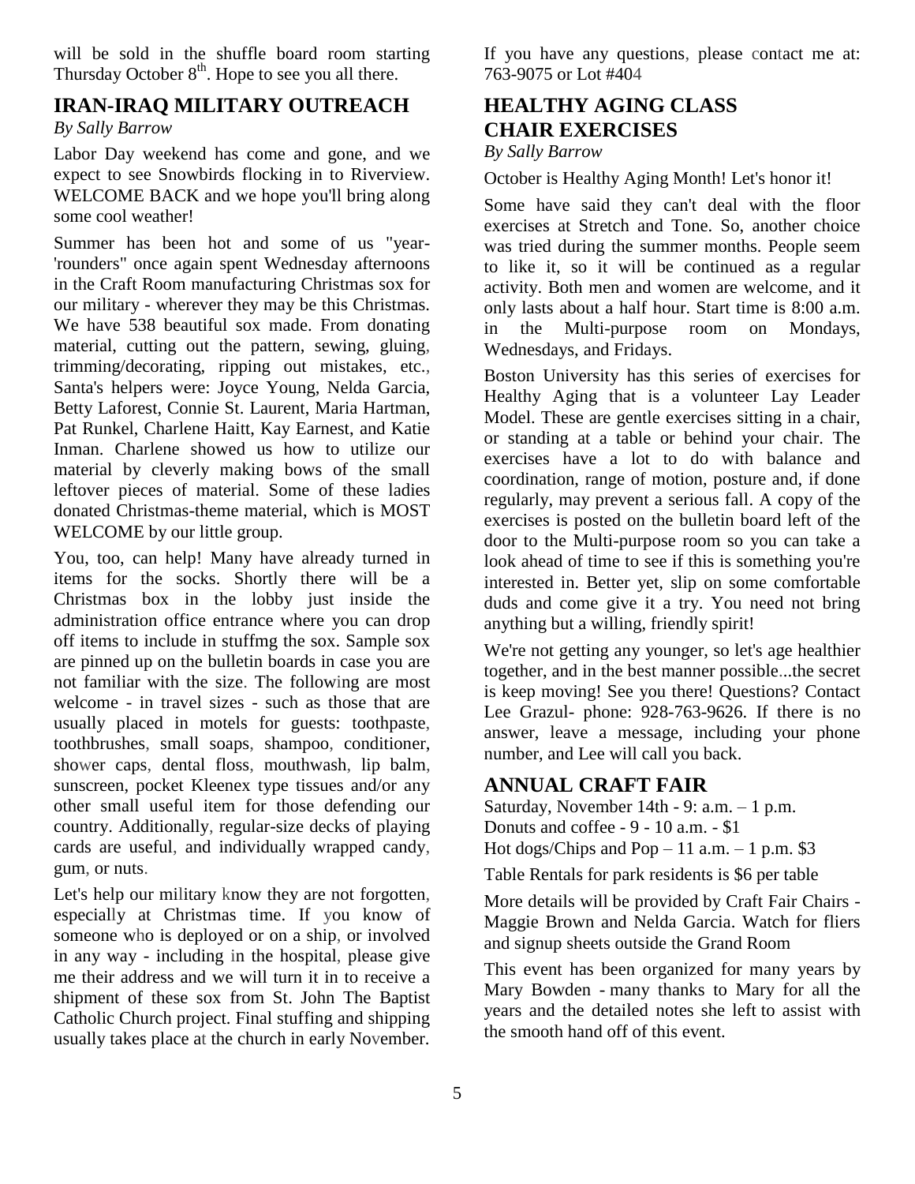will be sold in the shuffle board room starting Thursday October 8th. Hope to see you all there.

## IRAN-IRAQ MILITARY OUTREACH

*By Sally Barrow*

Labor Day weekend has come and gone, and we expect to see Snowbirds flocking in to Riverview. WELCOME BACK and we hope you'll bring along some cool weather!

Summer has been hot and some of us "year-'rounders" once again spent Wednesday afternoons in the Craft Room manufacturing Christmas sox for our military - wherever they may be this Christmas. We have 538 beautiful sox made. From donating material, cutting out the pattern, sewing, gluing, trimming/decorating, ripping out mistakes, etc., Santa's helpers were: Joyce Young, Nelda Garcia, Betty Laforest, Connie St. Laurent, Maria Hartman, Pat Runkel, Charlene Haitt, Kay Earnest, and Katie Inman. Charlene showed us how to utilize our material by cleverly making bows of the small leftover pieces of material. Some of these ladies donated Christmas-theme material, which is MOST WELCOME by our little group.

You, too, can help! Many have already turned in items for the socks. Shortly there will be a Christmas box in the lobby just inside the administration office entrance where you can drop off items to include in stuffmg the sox. Sample sox are pinned up on the bulletin boards in case you are not familiar with the size. The following are most welcome - in travel sizes - such as those that are usually placed in motels for guests: toothpaste, toothbrushes, small soaps, shampoo, conditioner, shower caps, dental floss, mouthwash, lip balm, sunscreen, pocket Kleenex type tissues and/or any other small useful item for those defending our country. Additionally, regular-size decks of playing cards are useful, and individually wrapped candy, gum, or nuts.

Let's help our military know they are not forgotten, especially at Christmas time. If you know of someone who is deployed or on a ship, or involved in any way - including in the hospital, please give me their address and we will turn it in to receive a shipment of these sox from St. John The Baptist Catholic Church project. Final stuffing and shipping usually takes place at the church in early November.

If you have any questions, please contact me at: 763-9075 or Lot #404

## HEALTHY AGING CLASS CHAIR EXERCISES

*By Sally Barrow*

October is Healthy Aging Month! Let's honor it!

Some have said they can't deal with the floor exercises at Stretch and Tone. So, another choice was tried during the summer months. People seem to like it, so it will be continued as a regular activity. Both men and women are welcome, and it only lasts about a half hour. Start time is 8:00 a.m. in the Multi-purpose room on Mondays, Wednesdays, and Fridays.

Boston University has this series of exercises for Healthy Aging that is a volunteer Lay Leader Model. These are gentle exercises sitting in a chair, or standing at a table or behind your chair. The exercises have a lot to do with balance and coordination, range of motion, posture and, if done regularly, may prevent a serious fall. A copy of the exercises is posted on the bulletin board left of the door to the Multi-purpose room so you can take a look ahead of time to see if this is something you're interested in. Better yet, slip on some comfortable duds and come give it a try. You need not bring anything but a willing, friendly spirit!

We're not getting any younger, so let's age healthier together, and in the best manner possible...the secret is keep moving! See you there! Questions? Contact Lee Grazul- phone: 928-763-9626. If there is no answer, leave a message, including your phone number, and Lee will call you back.

## ANNUAL CRAFT FAIR

Saturday, November 14th - 9: a.m. – 1 p.m.
Donuts and coffee - 9 - 10 a.m. - $1
Hot dogs/Chips and Pop – 11 a.m. – 1 p.m. $3

Table Rentals for park residents is $6 per table

More details will be provided by Craft Fair Chairs - Maggie Brown and Nelda Garcia. Watch for fliers and signup sheets outside the Grand Room

This event has been organized for many years by Mary Bowden - many thanks to Mary for all the years and the detailed notes she left to assist with the smooth hand off of this event.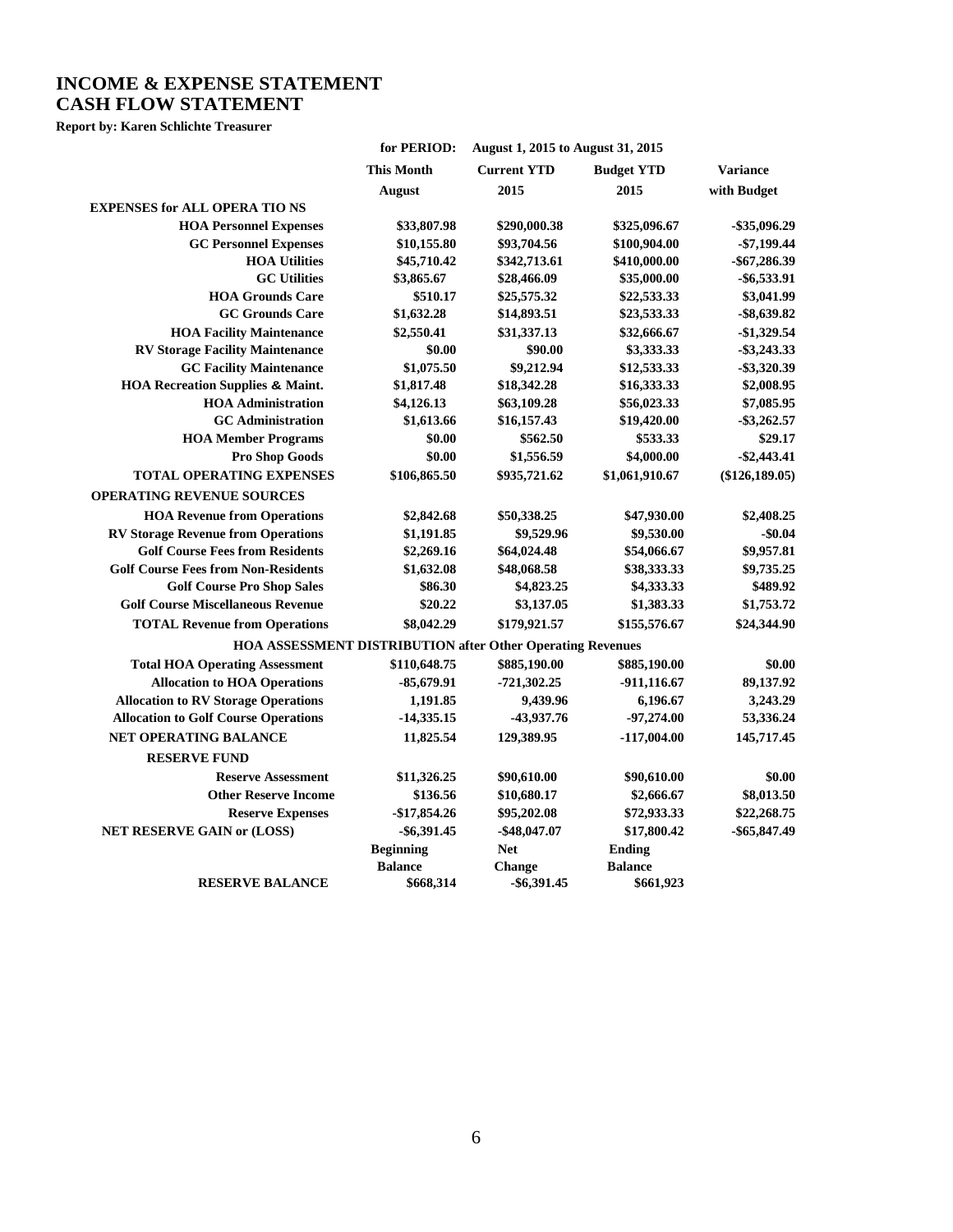# INCOME & EXPENSE STATEMENT
# CASH FLOW STATEMENT

**Report by: Karen Schlichte Treasurer**

| | for PERIOD: | August 1, 2015 to August 31, 2015 | | |
|---|---|---|---|---|
| | **This Month** | **Current YTD** | **Budget YTD** | **Variance** |
| | **August** | **2015** | **2015** | **with Budget** |
| **EXPENSES for ALL OPERA TIO NS** | | | | |
| **HOA Personnel Expenses** | $33,807.98 | $290,000.38 | $325,096.67 | -$35,096.29 |
| **GC Personnel Expenses** | $10,155.80 | $93,704.56 | $100,904.00 | -$7,199.44 |
| **HOA Utilities** | $45,710.42 | $342,713.61 | $410,000.00 | -$67,286.39 |
| **GC Utilities** | $3,865.67 | $28,466.09 | $35,000.00 | -$6,533.91 |
| **HOA Grounds Care** | $510.17 | $25,575.32 | $22,533.33 | $3,041.99 |
| **GC Grounds Care** | $1,632.28 | $14,893.51 | $23,533.33 | -$8,639.82 |
| **HOA Facility Maintenance** | $2,550.41 | $31,337.13 | $32,666.67 | -$1,329.54 |
| **RV Storage Facility Maintenance** | $0.00 | $90.00 | $3,333.33 | -$3,243.33 |
| **GC Facility Maintenance** | $1,075.50 | $9,212.94 | $12,533.33 | -$3,320.39 |
| **HOA Recreation Supplies & Maint.** | $1,817.48 | $18,342.28 | $16,333.33 | $2,008.95 |
| **HOA Administration** | $4,126.13 | $63,109.28 | $56,023.33 | $7,085.95 |
| **GC Administration** | $1,613.66 | $16,157.43 | $19,420.00 | -$3,262.57 |
| **HOA Member Programs** | $0.00 | $562.50 | $533.33 | $29.17 |
| **Pro Shop Goods** | $0.00 | $1,556.59 | $4,000.00 | -$2,443.41 |
| **TOTAL OPERATING EXPENSES** | $106,865.50 | $935,721.62 | $1,061,910.67 | ($126,189.05) |
| **OPERATING REVENUE SOURCES** | | | | |
| **HOA Revenue from Operations** | $2,842.68 | $50,338.25 | $47,930.00 | $2,408.25 |
| **RV Storage Revenue from Operations** | $1,191.85 | $9,529.96 | $9,530.00 | -$0.04 |
| **Golf Course Fees from Residents** | $2,269.16 | $64,024.48 | $54,066.67 | $9,957.81 |
| **Golf Course Fees from Non-Residents** | $1,632.08 | $48,068.58 | $38,333.33 | $9,735.25 |
| **Golf Course Pro Shop Sales** | $86.30 | $4,823.25 | $4,333.33 | $489.92 |
| **Golf Course Miscellaneous Revenue** | $20.22 | $3,137.05 | $1,383.33 | $1,753.72 |
| **TOTAL Revenue from Operations** | $8,042.29 | $179,921.57 | $155,576.67 | $24,344.90 |
| **HOA ASSESSMENT DISTRIBUTION after Other Operating Revenues** | | | | |
| **Total HOA Operating Assessment** | $110,648.75 | $885,190.00 | $885,190.00 | $0.00 |
| **Allocation to HOA Operations** | -85,679.91 | -721,302.25 | -911,116.67 | 89,137.92 |
| **Allocation to RV Storage Operations** | 1,191.85 | 9,439.96 | 6,196.67 | 3,243.29 |
| **Allocation to Golf Course Operations** | -14,335.15 | -43,937.76 | -97,274.00 | 53,336.24 |
| **NET OPERATING BALANCE** | 11,825.54 | 129,389.95 | -117,004.00 | 145,717.45 |
| **RESERVE FUND** | | | | |
| **Reserve Assessment** | $11,326.25 | $90,610.00 | $90,610.00 | $0.00 |
| **Other Reserve Income** | $136.56 | $10,680.17 | $2,666.67 | $8,013.50 |
| **Reserve Expenses** | -$17,854.26 | $95,202.08 | $72,933.33 | $22,268.75 |
| **NET RESERVE GAIN or (LOSS)** | -$6,391.45 | -$48,047.07 | $17,800.42 | -$65,847.49 |
| | **Beginning Balance** | **Net Change** | **Ending Balance** | |
| **RESERVE BALANCE** | $668,314 | -$6,391.45 | $661,923 | |